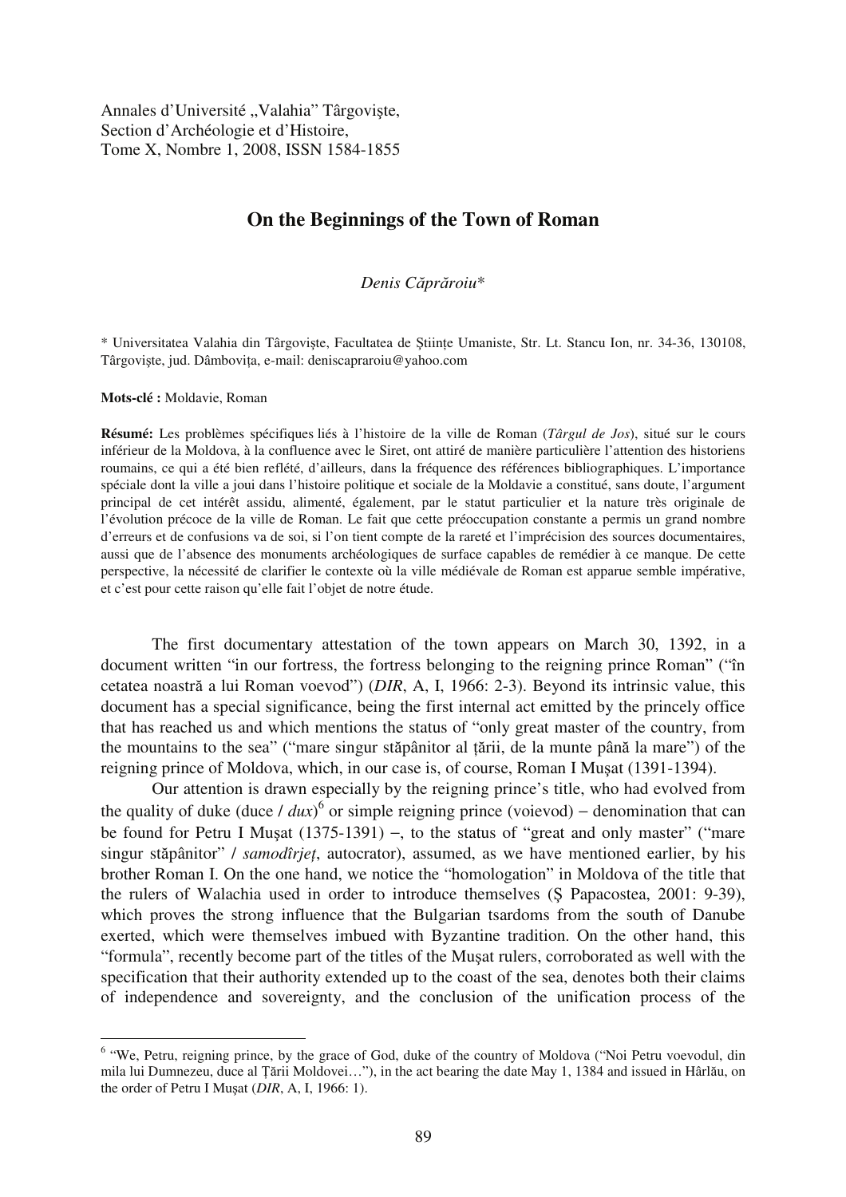Annales d'Université „Valahia" Târgovişte,
Section d'Archéologie et d'Histoire,
Tome X, Nombre 1, 2008, ISSN 1584-1855

# On the Beginnings of the Town of Roman

*Denis Căprăroiu**

\* Universitatea Valahia din Târgovişte, Facultatea de Ştiinţe Umaniste, Str. Lt. Stancu Ion, nr. 34-36, 130108, Târgovişte, jud. Dâmboviţa, e-mail: deniscapraroiu@yahoo.com

**Mots-clé :** Moldavie, Roman

**Résumé:** Les problèmes spécifiques liés à l'histoire de la ville de Roman (*Târgul de Jos*), situé sur le cours inférieur de la Moldova, à la confluence avec le Siret, ont attiré de manière particulière l'attention des historiens roumains, ce qui a été bien reflété, d'ailleurs, dans la fréquence des références bibliographiques. L'importance spéciale dont la ville a joui dans l'histoire politique et sociale de la Moldavie a constitué, sans doute, l'argument principal de cet intérêt assidu, alimenté, également, par le statut particulier et la nature très originale de l'évolution précoce de la ville de Roman. Le fait que cette préoccupation constante a permis un grand nombre d'erreurs et de confusions va de soi, si l'on tient compte de la rareté et l'imprécision des sources documentaires, aussi que de l'absence des monuments archéologiques de surface capables de remédier à ce manque. De cette perspective, la nécessité de clarifier le contexte où la ville médiévale de Roman est apparue semble impérative, et c'est pour cette raison qu'elle fait l'objet de notre étude.

The first documentary attestation of the town appears on March 30, 1392, in a document written "in our fortress, the fortress belonging to the reigning prince Roman" ("în cetatea noastră a lui Roman voevod") (*DIR*, A, I, 1966: 2-3). Beyond its intrinsic value, this document has a special significance, being the first internal act emitted by the princely office that has reached us and which mentions the status of "only great master of the country, from the mountains to the sea" ("mare singur stăpânitor al ţării, de la munte până la mare") of the reigning prince of Moldova, which, in our case is, of course, Roman I Muşat (1391-1394).

Our attention is drawn especially by the reigning prince's title, who had evolved from the quality of duke (duce / *dux*)[6] or simple reigning prince (voievod) – denomination that can be found for Petru I Muşat (1375-1391) –, to the status of "great and only master" ("mare singur stăpânitor" / *samodîrjeţ*, autocrator), assumed, as we have mentioned earlier, by his brother Roman I. On the one hand, we notice the "homologation" in Moldova of the title that the rulers of Walachia used in order to introduce themselves (Ş Papacostea, 2001: 9-39), which proves the strong influence that the Bulgarian tsardoms from the south of Danube exerted, which were themselves imbued with Byzantine tradition. On the other hand, this "formula", recently become part of the titles of the Muşat rulers, corroborated as well with the specification that their authority extended up to the coast of the sea, denotes both their claims of independence and sovereignty, and the conclusion of the unification process of the

---

[6] "We, Petru, reigning prince, by the grace of God, duke of the country of Moldova ("Noi Petru voevodul, din mila lui Dumnezeu, duce al Ţării Moldovei…"), in the act bearing the date May 1, 1384 and issued in Hârlău, on the order of Petru I Muşat (*DIR*, A, I, 1966: 1).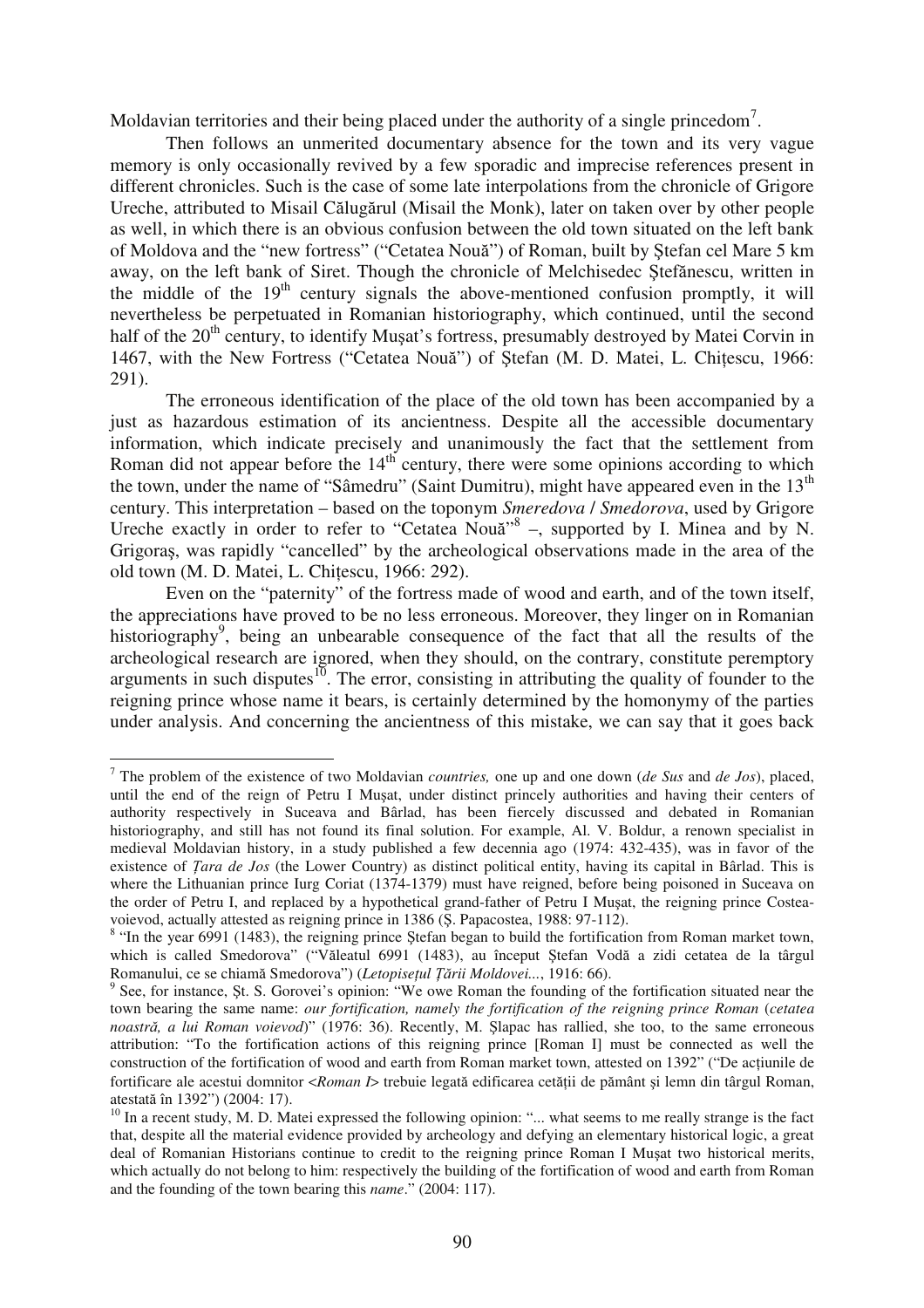Moldavian territories and their being placed under the authority of a single princedom[7].

Then follows an unmerited documentary absence for the town and its very vague memory is only occasionally revived by a few sporadic and imprecise references present in different chronicles. Such is the case of some late interpolations from the chronicle of Grigore Ureche, attributed to Misail Călugărul (Misail the Monk), later on taken over by other people as well, in which there is an obvious confusion between the old town situated on the left bank of Moldova and the "new fortress" ("Cetatea Nouă") of Roman, built by Ștefan cel Mare 5 km away, on the left bank of Siret. Though the chronicle of Melchisedec Ștefănescu, written in the middle of the 19[th] century signals the above-mentioned confusion promptly, it will nevertheless be perpetuated in Romanian historiography, which continued, until the second half of the 20[th] century, to identify Mușat's fortress, presumably destroyed by Matei Corvin in 1467, with the New Fortress ("Cetatea Nouă") of Ștefan (M. D. Matei, L. Chițescu, 1966: 291).

The erroneous identification of the place of the old town has been accompanied by a just as hazardous estimation of its ancientness. Despite all the accessible documentary information, which indicate precisely and unanimously the fact that the settlement from Roman did not appear before the 14[th] century, there were some opinions according to which the town, under the name of "Sâmedru" (Saint Dumitru), might have appeared even in the 13[th] century. This interpretation – based on the toponym *Smeredova* / *Smedorova*, used by Grigore Ureche exactly in order to refer to "Cetatea Nouă"[8] –, supported by I. Minea and by N. Grigoraș, was rapidly "cancelled" by the archeological observations made in the area of the old town (M. D. Matei, L. Chițescu, 1966: 292).

Even on the "paternity" of the fortress made of wood and earth, and of the town itself, the appreciations have proved to be no less erroneous. Moreover, they linger on in Romanian historiography[9], being an unbearable consequence of the fact that all the results of the archeological research are ignored, when they should, on the contrary, constitute peremptory arguments in such disputes[10]. The error, consisting in attributing the quality of founder to the reigning prince whose name it bears, is certainly determined by the homonymy of the parties under analysis. And concerning the ancientness of this mistake, we can say that it goes back

---

[7] The problem of the existence of two Moldavian *countries,* one up and one down (*de Sus* and *de Jos*), placed, until the end of the reign of Petru I Mușat, under distinct princely authorities and having their centers of authority respectively in Suceava and Bârlad, has been fiercely discussed and debated in Romanian historiography, and still has not found its final solution. For example, Al. V. Boldur, a renown specialist in medieval Moldavian history, in a study published a few decennia ago (1974: 432-435), was in favor of the existence of *Țara de Jos* (the Lower Country) as distinct political entity, having its capital in Bârlad. This is where the Lithuanian prince Iurg Coriat (1374-1379) must have reigned, before being poisoned in Suceava on the order of Petru I, and replaced by a hypothetical grand-father of Petru I Mușat, the reigning prince Costea-voievod, actually attested as reigning prince in 1386 (Ș. Papacostea, 1988: 97-112).

[8] "In the year 6991 (1483), the reigning prince Ștefan began to build the fortification from Roman market town, which is called Smedorova" ("Văleatul 6991 (1483), au început Ștefan Vodă a zidi cetatea de la târgul Romanului, ce se chiamă Smedorova") (*Letopisețul Țării Moldovei...*, 1916: 66).

[9] See, for instance, Șt. S. Gorovei's opinion: "We owe Roman the founding of the fortification situated near the town bearing the same name: *our fortification, namely the fortification of the reigning prince Roman* (*cetatea noastră, a lui Roman voievod*)" (1976: 36). Recently, M. Șlapac has rallied, she too, to the same erroneous attribution: "To the fortification actions of this reigning prince [Roman I] must be connected as well the construction of the fortification of wood and earth from Roman market town, attested on 1392" ("De acțiunile de fortificare ale acestui domnitor <*Roman I*> trebuie legată edificarea cetății de pământ și lemn din târgul Roman, atestată în 1392") (2004: 17).

[10] In a recent study, M. D. Matei expressed the following opinion: "... what seems to me really strange is the fact that, despite all the material evidence provided by archeology and defying an elementary historical logic, a great deal of Romanian Historians continue to credit to the reigning prince Roman I Mușat two historical merits, which actually do not belong to him: respectively the building of the fortification of wood and earth from Roman and the founding of the town bearing this *name*." (2004: 117).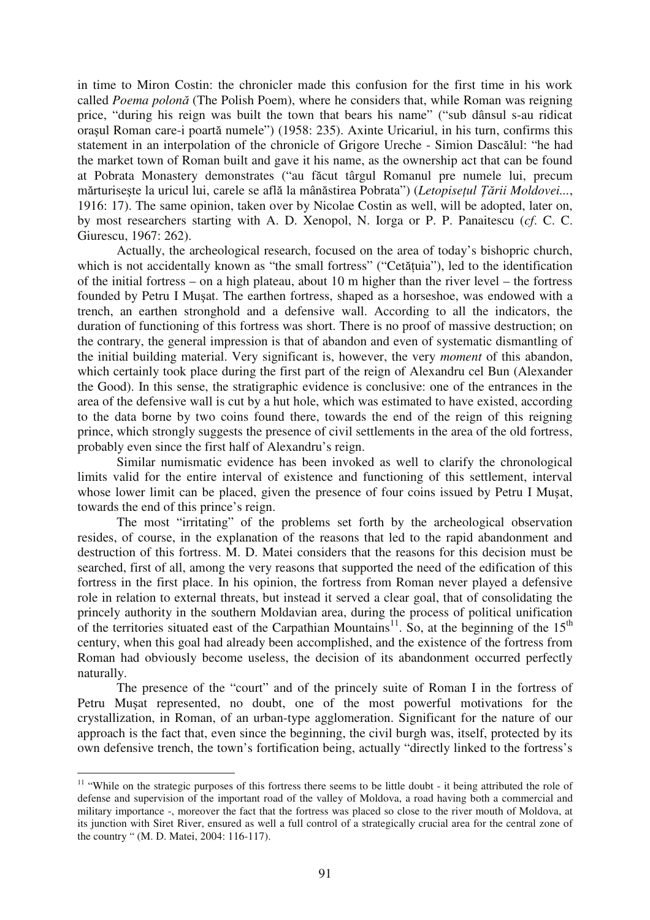in time to Miron Costin: the chronicler made this confusion for the first time in his work called *Poema polonă* (The Polish Poem), where he considers that, while Roman was reigning price, "during his reign was built the town that bears his name" ("sub dânsul s-au ridicat orașul Roman care-i poartă numele") (1958: 235). Axinte Uricariul, in his turn, confirms this statement in an interpolation of the chronicle of Grigore Ureche - Simion Dascălul: "he had the market town of Roman built and gave it his name, as the ownership act that can be found at Pobrata Monastery demonstrates ("au făcut târgul Romanul pre numele lui, precum mărturisește la uricul lui, carele se află la mânăstirea Pobrata") (*Letopisețul Țării Moldovei...*, 1916: 17). The same opinion, taken over by Nicolae Costin as well, will be adopted, later on, by most researchers starting with A. D. Xenopol, N. Iorga or P. P. Panaitescu (*cf*. C. C. Giurescu, 1967: 262).

Actually, the archeological research, focused on the area of today's bishopric church, which is not accidentally known as "the small fortress" ("Cetățuia"), led to the identification of the initial fortress – on a high plateau, about 10 m higher than the river level – the fortress founded by Petru I Mușat. The earthen fortress, shaped as a horseshoe, was endowed with a trench, an earthen stronghold and a defensive wall. According to all the indicators, the duration of functioning of this fortress was short. There is no proof of massive destruction; on the contrary, the general impression is that of abandon and even of systematic dismantling of the initial building material. Very significant is, however, the very *moment* of this abandon, which certainly took place during the first part of the reign of Alexandru cel Bun (Alexander the Good). In this sense, the stratigraphic evidence is conclusive: one of the entrances in the area of the defensive wall is cut by a hut hole, which was estimated to have existed, according to the data borne by two coins found there, towards the end of the reign of this reigning prince, which strongly suggests the presence of civil settlements in the area of the old fortress, probably even since the first half of Alexandru's reign.

Similar numismatic evidence has been invoked as well to clarify the chronological limits valid for the entire interval of existence and functioning of this settlement, interval whose lower limit can be placed, given the presence of four coins issued by Petru I Mușat, towards the end of this prince's reign.

The most "irritating" of the problems set forth by the archeological observation resides, of course, in the explanation of the reasons that led to the rapid abandonment and destruction of this fortress. M. D. Matei considers that the reasons for this decision must be searched, first of all, among the very reasons that supported the need of the edification of this fortress in the first place. In his opinion, the fortress from Roman never played a defensive role in relation to external threats, but instead it served a clear goal, that of consolidating the princely authority in the southern Moldavian area, during the process of political unification of the territories situated east of the Carpathian Mountains[11]. So, at the beginning of the 15th century, when this goal had already been accomplished, and the existence of the fortress from Roman had obviously become useless, the decision of its abandonment occurred perfectly naturally.

The presence of the "court" and of the princely suite of Roman I in the fortress of Petru Mușat represented, no doubt, one of the most powerful motivations for the crystallization, in Roman, of an urban-type agglomeration. Significant for the nature of our approach is the fact that, even since the beginning, the civil burgh was, itself, protected by its own defensive trench, the town's fortification being, actually "directly linked to the fortress's

---

[11] "While on the strategic purposes of this fortress there seems to be little doubt - it being attributed the role of defense and supervision of the important road of the valley of Moldova, a road having both a commercial and military importance -, moreover the fact that the fortress was placed so close to the river mouth of Moldova, at its junction with Siret River, ensured as well a full control of a strategically crucial area for the central zone of the country " (M. D. Matei, 2004: 116-117).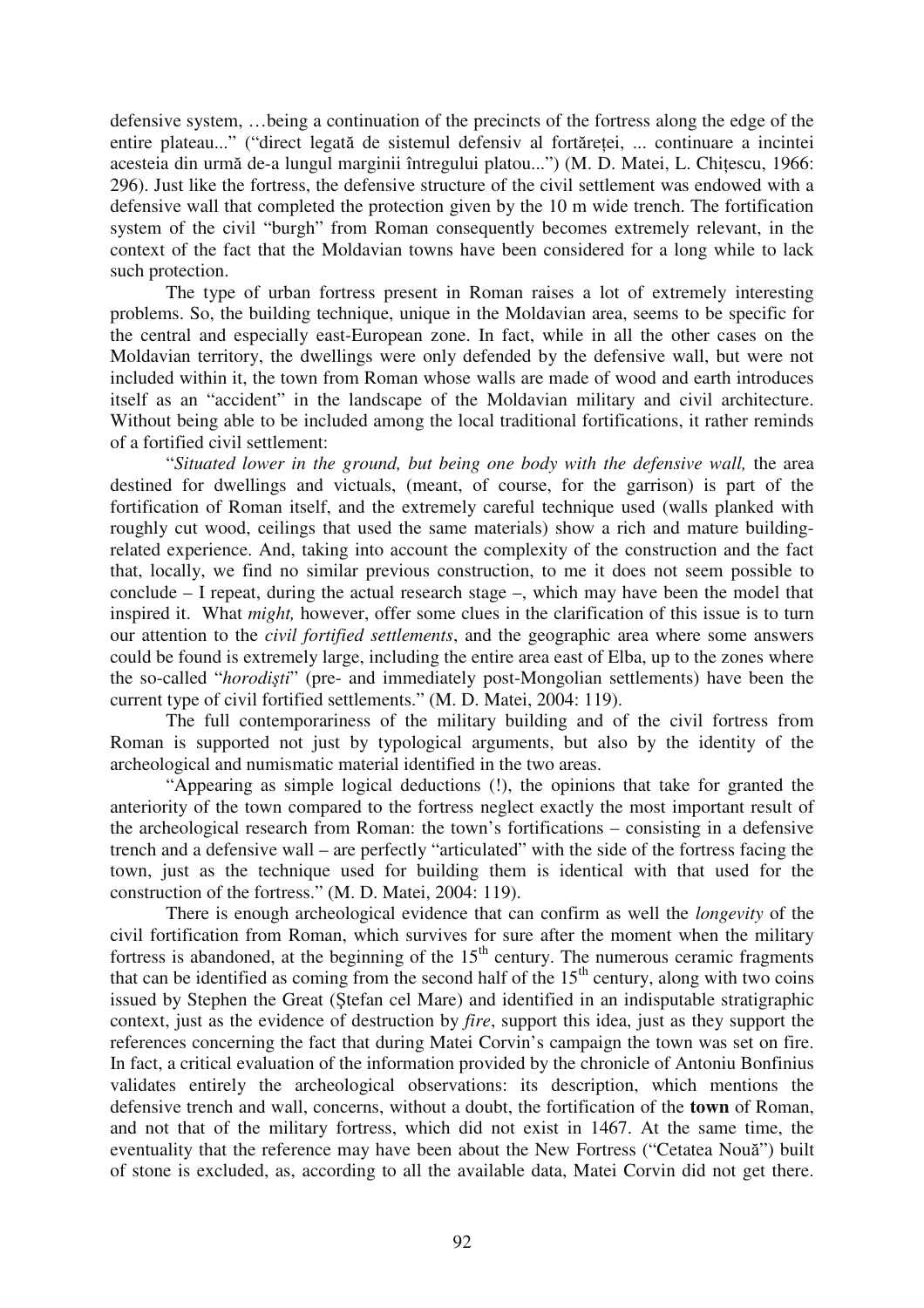defensive system, …being a continuation of the precincts of the fortress along the edge of the entire plateau..." ("direct legată de sistemul defensiv al fortăreței, ... continuare a incintei acesteia din urmă de-a lungul marginii întregului platou...") (M. D. Matei, L. Chițescu, 1966: 296). Just like the fortress, the defensive structure of the civil settlement was endowed with a defensive wall that completed the protection given by the 10 m wide trench. The fortification system of the civil "burgh" from Roman consequently becomes extremely relevant, in the context of the fact that the Moldavian towns have been considered for a long while to lack such protection.

The type of urban fortress present in Roman raises a lot of extremely interesting problems. So, the building technique, unique in the Moldavian area, seems to be specific for the central and especially east-European zone. In fact, while in all the other cases on the Moldavian territory, the dwellings were only defended by the defensive wall, but were not included within it, the town from Roman whose walls are made of wood and earth introduces itself as an "accident" in the landscape of the Moldavian military and civil architecture. Without being able to be included among the local traditional fortifications, it rather reminds of a fortified civil settlement:

"*Situated lower in the ground, but being one body with the defensive wall,* the area destined for dwellings and victuals, (meant, of course, for the garrison) is part of the fortification of Roman itself, and the extremely careful technique used (walls planked with roughly cut wood, ceilings that used the same materials) show a rich and mature building-related experience. And, taking into account the complexity of the construction and the fact that, locally, we find no similar previous construction, to me it does not seem possible to conclude – I repeat, during the actual research stage –, which may have been the model that inspired it. What *might,* however, offer some clues in the clarification of this issue is to turn our attention to the *civil fortified settlements*, and the geographic area where some answers could be found is extremely large, including the entire area east of Elba, up to the zones where the so-called "*horodiști*" (pre- and immediately post-Mongolian settlements) have been the current type of civil fortified settlements." (M. D. Matei, 2004: 119).

The full contemporariness of the military building and of the civil fortress from Roman is supported not just by typological arguments, but also by the identity of the archeological and numismatic material identified in the two areas.

"Appearing as simple logical deductions (!), the opinions that take for granted the anteriority of the town compared to the fortress neglect exactly the most important result of the archeological research from Roman: the town's fortifications – consisting in a defensive trench and a defensive wall – are perfectly "articulated" with the side of the fortress facing the town, just as the technique used for building them is identical with that used for the construction of the fortress." (M. D. Matei, 2004: 119).

There is enough archeological evidence that can confirm as well the *longevity* of the civil fortification from Roman, which survives for sure after the moment when the military fortress is abandoned, at the beginning of the 15th century. The numerous ceramic fragments that can be identified as coming from the second half of the 15th century, along with two coins issued by Stephen the Great (Ștefan cel Mare) and identified in an indisputable stratigraphic context, just as the evidence of destruction by *fire*, support this idea, just as they support the references concerning the fact that during Matei Corvin's campaign the town was set on fire. In fact, a critical evaluation of the information provided by the chronicle of Antoniu Bonfinius validates entirely the archeological observations: its description, which mentions the defensive trench and wall, concerns, without a doubt, the fortification of the **town** of Roman, and not that of the military fortress, which did not exist in 1467. At the same time, the eventuality that the reference may have been about the New Fortress ("Cetatea Nouă") built of stone is excluded, as, according to all the available data, Matei Corvin did not get there.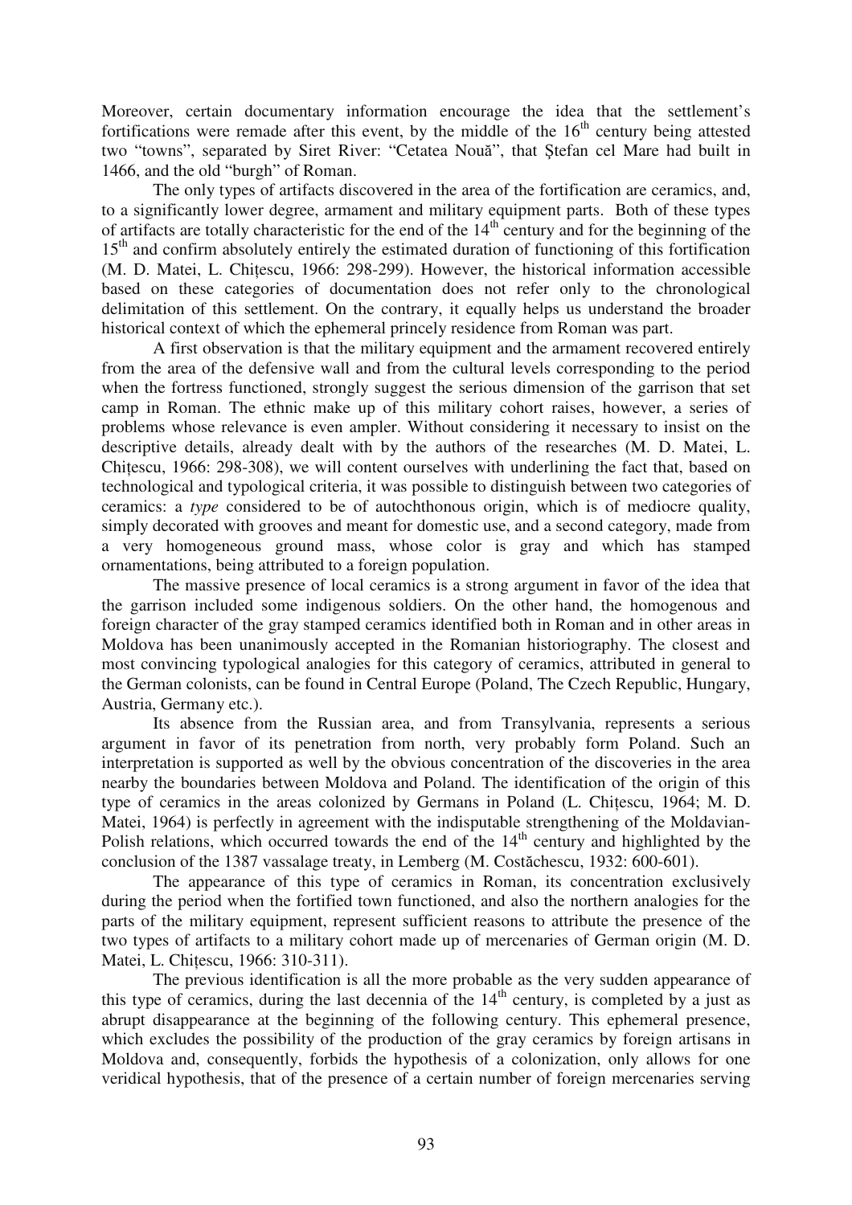Moreover, certain documentary information encourage the idea that the settlement's fortifications were remade after this event, by the middle of the 16th century being attested two "towns", separated by Siret River: "Cetatea Nouă", that Ştefan cel Mare had built in 1466, and the old "burgh" of Roman.

The only types of artifacts discovered in the area of the fortification are ceramics, and, to a significantly lower degree, armament and military equipment parts. Both of these types of artifacts are totally characteristic for the end of the 14th century and for the beginning of the 15th and confirm absolutely entirely the estimated duration of functioning of this fortification (M. D. Matei, L. Chițescu, 1966: 298-299). However, the historical information accessible based on these categories of documentation does not refer only to the chronological delimitation of this settlement. On the contrary, it equally helps us understand the broader historical context of which the ephemeral princely residence from Roman was part.

A first observation is that the military equipment and the armament recovered entirely from the area of the defensive wall and from the cultural levels corresponding to the period when the fortress functioned, strongly suggest the serious dimension of the garrison that set camp in Roman. The ethnic make up of this military cohort raises, however, a series of problems whose relevance is even ampler. Without considering it necessary to insist on the descriptive details, already dealt with by the authors of the researches (M. D. Matei, L. Chițescu, 1966: 298-308), we will content ourselves with underlining the fact that, based on technological and typological criteria, it was possible to distinguish between two categories of ceramics: a *type* considered to be of autochthonous origin, which is of mediocre quality, simply decorated with grooves and meant for domestic use, and a second category, made from a very homogeneous ground mass, whose color is gray and which has stamped ornamentations, being attributed to a foreign population.

The massive presence of local ceramics is a strong argument in favor of the idea that the garrison included some indigenous soldiers. On the other hand, the homogenous and foreign character of the gray stamped ceramics identified both in Roman and in other areas in Moldova has been unanimously accepted in the Romanian historiography. The closest and most convincing typological analogies for this category of ceramics, attributed in general to the German colonists, can be found in Central Europe (Poland, The Czech Republic, Hungary, Austria, Germany etc.).

Its absence from the Russian area, and from Transylvania, represents a serious argument in favor of its penetration from north, very probably form Poland. Such an interpretation is supported as well by the obvious concentration of the discoveries in the area nearby the boundaries between Moldova and Poland. The identification of the origin of this type of ceramics in the areas colonized by Germans in Poland (L. Chițescu, 1964; M. D. Matei, 1964) is perfectly in agreement with the indisputable strengthening of the Moldavian-Polish relations, which occurred towards the end of the 14th century and highlighted by the conclusion of the 1387 vassalage treaty, in Lemberg (M. Costăchescu, 1932: 600-601).

The appearance of this type of ceramics in Roman, its concentration exclusively during the period when the fortified town functioned, and also the northern analogies for the parts of the military equipment, represent sufficient reasons to attribute the presence of the two types of artifacts to a military cohort made up of mercenaries of German origin (M. D. Matei, L. Chițescu, 1966: 310-311).

The previous identification is all the more probable as the very sudden appearance of this type of ceramics, during the last decennia of the 14th century, is completed by a just as abrupt disappearance at the beginning of the following century. This ephemeral presence, which excludes the possibility of the production of the gray ceramics by foreign artisans in Moldova and, consequently, forbids the hypothesis of a colonization, only allows for one veridical hypothesis, that of the presence of a certain number of foreign mercenaries serving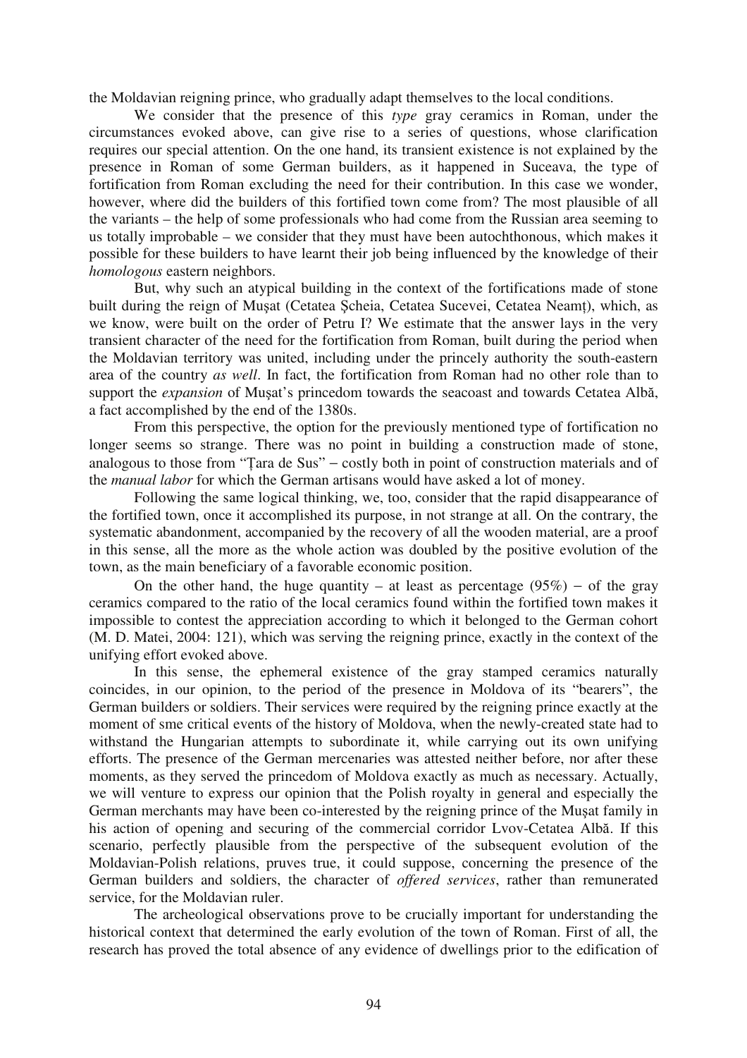the Moldavian reigning prince, who gradually adapt themselves to the local conditions.

We consider that the presence of this *type* gray ceramics in Roman, under the circumstances evoked above, can give rise to a series of questions, whose clarification requires our special attention. On the one hand, its transient existence is not explained by the presence in Roman of some German builders, as it happened in Suceava, the type of fortification from Roman excluding the need for their contribution. In this case we wonder, however, where did the builders of this fortified town come from? The most plausible of all the variants – the help of some professionals who had come from the Russian area seeming to us totally improbable – we consider that they must have been autochthonous, which makes it possible for these builders to have learnt their job being influenced by the knowledge of their *homologous* eastern neighbors.

But, why such an atypical building in the context of the fortifications made of stone built during the reign of Mușat (Cetatea Șcheia, Cetatea Sucevei, Cetatea Neamț), which, as we know, were built on the order of Petru I? We estimate that the answer lays in the very transient character of the need for the fortification from Roman, built during the period when the Moldavian territory was united, including under the princely authority the south-eastern area of the country *as well*. In fact, the fortification from Roman had no other role than to support the *expansion* of Mușat's princedom towards the seacoast and towards Cetatea Albă, a fact accomplished by the end of the 1380s.

From this perspective, the option for the previously mentioned type of fortification no longer seems so strange. There was no point in building a construction made of stone, analogous to those from "Țara de Sus" – costly both in point of construction materials and of the *manual labor* for which the German artisans would have asked a lot of money.

Following the same logical thinking, we, too, consider that the rapid disappearance of the fortified town, once it accomplished its purpose, in not strange at all. On the contrary, the systematic abandonment, accompanied by the recovery of all the wooden material, are a proof in this sense, all the more as the whole action was doubled by the positive evolution of the town, as the main beneficiary of a favorable economic position.

On the other hand, the huge quantity – at least as percentage (95%) – of the gray ceramics compared to the ratio of the local ceramics found within the fortified town makes it impossible to contest the appreciation according to which it belonged to the German cohort (M. D. Matei, 2004: 121), which was serving the reigning prince, exactly in the context of the unifying effort evoked above.

In this sense, the ephemeral existence of the gray stamped ceramics naturally coincides, in our opinion, to the period of the presence in Moldova of its "bearers", the German builders or soldiers. Their services were required by the reigning prince exactly at the moment of sme critical events of the history of Moldova, when the newly-created state had to withstand the Hungarian attempts to subordinate it, while carrying out its own unifying efforts. The presence of the German mercenaries was attested neither before, nor after these moments, as they served the princedom of Moldova exactly as much as necessary. Actually, we will venture to express our opinion that the Polish royalty in general and especially the German merchants may have been co-interested by the reigning prince of the Mușat family in his action of opening and securing of the commercial corridor Lvov-Cetatea Albă. If this scenario, perfectly plausible from the perspective of the subsequent evolution of the Moldavian-Polish relations, pruves true, it could suppose, concerning the presence of the German builders and soldiers, the character of *offered services*, rather than remunerated service, for the Moldavian ruler.

The archeological observations prove to be crucially important for understanding the historical context that determined the early evolution of the town of Roman. First of all, the research has proved the total absence of any evidence of dwellings prior to the edification of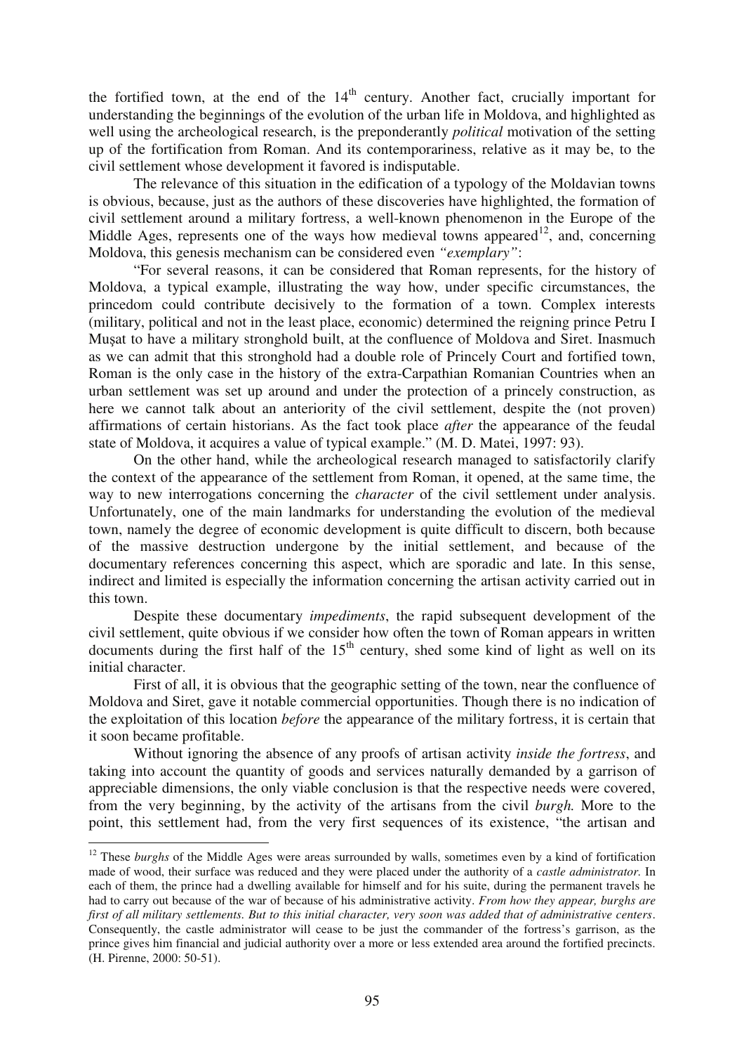the fortified town, at the end of the 14th century. Another fact, crucially important for understanding the beginnings of the evolution of the urban life in Moldova, and highlighted as well using the archeological research, is the preponderantly *political* motivation of the setting up of the fortification from Roman. And its contemporariness, relative as it may be, to the civil settlement whose development it favored is indisputable.

The relevance of this situation in the edification of a typology of the Moldavian towns is obvious, because, just as the authors of these discoveries have highlighted, the formation of civil settlement around a military fortress, a well-known phenomenon in the Europe of the Middle Ages, represents one of the ways how medieval towns appeared[12], and, concerning Moldova, this genesis mechanism can be considered even *"exemplary"*:

"For several reasons, it can be considered that Roman represents, for the history of Moldova, a typical example, illustrating the way how, under specific circumstances, the princedom could contribute decisively to the formation of a town. Complex interests (military, political and not in the least place, economic) determined the reigning prince Petru I Muşat to have a military stronghold built, at the confluence of Moldova and Siret. Inasmuch as we can admit that this stronghold had a double role of Princely Court and fortified town, Roman is the only case in the history of the extra-Carpathian Romanian Countries when an urban settlement was set up around and under the protection of a princely construction, as here we cannot talk about an anteriority of the civil settlement, despite the (not proven) affirmations of certain historians. As the fact took place *after* the appearance of the feudal state of Moldova, it acquires a value of typical example." (M. D. Matei, 1997: 93).

On the other hand, while the archeological research managed to satisfactorily clarify the context of the appearance of the settlement from Roman, it opened, at the same time, the way to new interrogations concerning the *character* of the civil settlement under analysis. Unfortunately, one of the main landmarks for understanding the evolution of the medieval town, namely the degree of economic development is quite difficult to discern, both because of the massive destruction undergone by the initial settlement, and because of the documentary references concerning this aspect, which are sporadic and late. In this sense, indirect and limited is especially the information concerning the artisan activity carried out in this town.

Despite these documentary *impediments*, the rapid subsequent development of the civil settlement, quite obvious if we consider how often the town of Roman appears in written documents during the first half of the 15th century, shed some kind of light as well on its initial character.

First of all, it is obvious that the geographic setting of the town, near the confluence of Moldova and Siret, gave it notable commercial opportunities. Though there is no indication of the exploitation of this location *before* the appearance of the military fortress, it is certain that it soon became profitable.

Without ignoring the absence of any proofs of artisan activity *inside the fortress*, and taking into account the quantity of goods and services naturally demanded by a garrison of appreciable dimensions, the only viable conclusion is that the respective needs were covered, from the very beginning, by the activity of the artisans from the civil *burgh.* More to the point, this settlement had, from the very first sequences of its existence, "the artisan and

---

[12] These *burghs* of the Middle Ages were areas surrounded by walls, sometimes even by a kind of fortification made of wood, their surface was reduced and they were placed under the authority of a *castle administrator.* In each of them, the prince had a dwelling available for himself and for his suite, during the permanent travels he had to carry out because of the war of because of his administrative activity. *From how they appear, burghs are first of all military settlements. But to this initial character, very soon was added that of administrative centers*. Consequently, the castle administrator will cease to be just the commander of the fortress's garrison, as the prince gives him financial and judicial authority over a more or less extended area around the fortified precincts. (H. Pirenne, 2000: 50-51).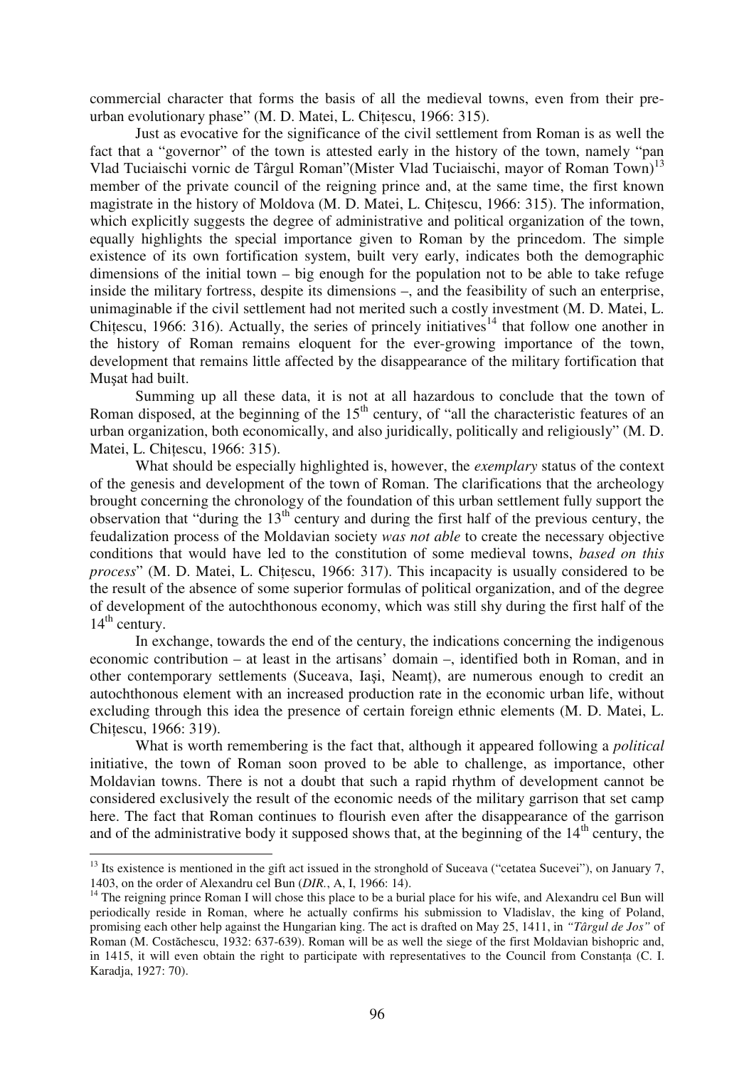commercial character that forms the basis of all the medieval towns, even from their pre-urban evolutionary phase" (M. D. Matei, L. Chițescu, 1966: 315).

Just as evocative for the significance of the civil settlement from Roman is as well the fact that a "governor" of the town is attested early in the history of the town, namely "pan Vlad Tuciaischi vornic de Târgul Roman"(Mister Vlad Tuciaischi, mayor of Roman Town)[13] member of the private council of the reigning prince and, at the same time, the first known magistrate in the history of Moldova (M. D. Matei, L. Chițescu, 1966: 315). The information, which explicitly suggests the degree of administrative and political organization of the town, equally highlights the special importance given to Roman by the princedom. The simple existence of its own fortification system, built very early, indicates both the demographic dimensions of the initial town – big enough for the population not to be able to take refuge inside the military fortress, despite its dimensions –, and the feasibility of such an enterprise, unimaginable if the civil settlement had not merited such a costly investment (M. D. Matei, L. Chițescu, 1966: 316). Actually, the series of princely initiatives[14] that follow one another in the history of Roman remains eloquent for the ever-growing importance of the town, development that remains little affected by the disappearance of the military fortification that Mușat had built.

Summing up all these data, it is not at all hazardous to conclude that the town of Roman disposed, at the beginning of the 15th century, of "all the characteristic features of an urban organization, both economically, and also juridically, politically and religiously" (M. D. Matei, L. Chițescu, 1966: 315).

What should be especially highlighted is, however, the *exemplary* status of the context of the genesis and development of the town of Roman. The clarifications that the archeology brought concerning the chronology of the foundation of this urban settlement fully support the observation that "during the 13th century and during the first half of the previous century, the feudalization process of the Moldavian society *was not able* to create the necessary objective conditions that would have led to the constitution of some medieval towns, *based on this process*" (M. D. Matei, L. Chițescu, 1966: 317). This incapacity is usually considered to be the result of the absence of some superior formulas of political organization, and of the degree of development of the autochthonous economy, which was still shy during the first half of the 14th century.

In exchange, towards the end of the century, the indications concerning the indigenous economic contribution – at least in the artisans' domain –, identified both in Roman, and in other contemporary settlements (Suceava, Iași, Neamț), are numerous enough to credit an autochthonous element with an increased production rate in the economic urban life, without excluding through this idea the presence of certain foreign ethnic elements (M. D. Matei, L. Chițescu, 1966: 319).

What is worth remembering is the fact that, although it appeared following a *political* initiative, the town of Roman soon proved to be able to challenge, as importance, other Moldavian towns. There is not a doubt that such a rapid rhythm of development cannot be considered exclusively the result of the economic needs of the military garrison that set camp here. The fact that Roman continues to flourish even after the disappearance of the garrison and of the administrative body it supposed shows that, at the beginning of the 14th century, the

---

[13] Its existence is mentioned in the gift act issued in the stronghold of Suceava ("cetatea Sucevei"), on January 7, 1403, on the order of Alexandru cel Bun (*DIR.*, A, I, 1966: 14).

[14] The reigning prince Roman I will chose this place to be a burial place for his wife, and Alexandru cel Bun will periodically reside in Roman, where he actually confirms his submission to Vladislav, the king of Poland, promising each other help against the Hungarian king. The act is drafted on May 25, 1411, in *"Târgul de Jos"* of Roman (M. Costăchescu, 1932: 637-639). Roman will be as well the siege of the first Moldavian bishopric and, in 1415, it will even obtain the right to participate with representatives to the Council from Constanța (C. I. Karadja, 1927: 70).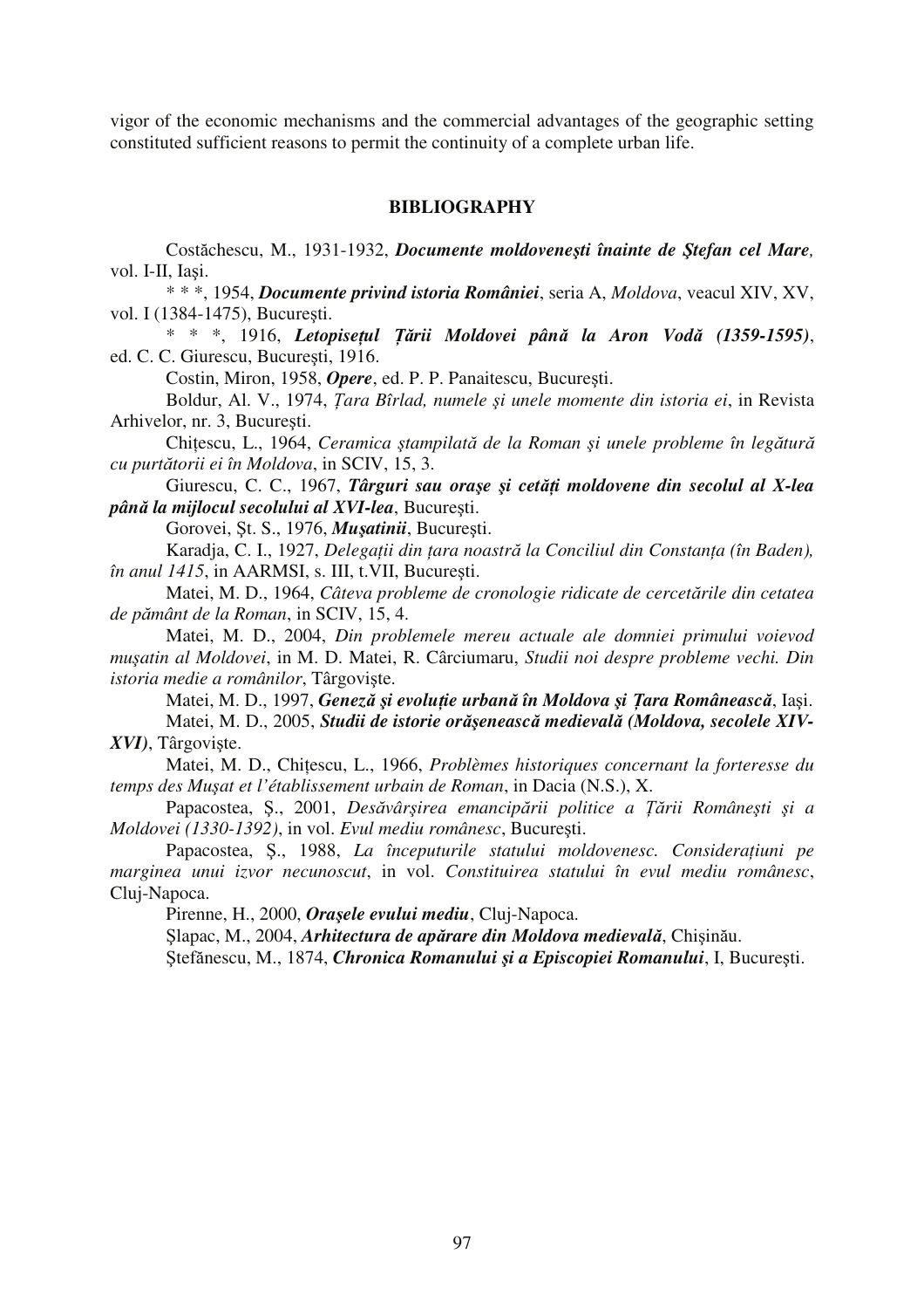vigor of the economic mechanisms and the commercial advantages of the geographic setting constituted sufficient reasons to permit the continuity of a complete urban life.

## BIBLIOGRAPHY

Costăchescu, M., 1931-1932, ***Documente moldoveneşti înainte de Ştefan cel Mare,*** vol. I-II, Iaşi.

\* \* \*, 1954, ***Documente privind istoria României***, seria A, *Moldova*, veacul XIV, XV, vol. I (1384-1475), Bucureşti.

\* \* \*, 1916, ***Letopiseţul Ţării Moldovei până la Aron Vodă (1359-1595)***, ed. C. C. Giurescu, Bucureşti, 1916.

Costin, Miron, 1958, ***Opere***, ed. P. P. Panaitescu, Bucureşti.

Boldur, Al. V., 1974, *Ţara Bîrlad, numele şi unele momente din istoria ei*, in Revista Arhivelor, nr. 3, Bucureşti.

Chiţescu, L., 1964, *Ceramica ştampilată de la Roman şi unele probleme în legătură cu purtătorii ei în Moldova*, in SCIV, 15, 3.

Giurescu, C. C., 1967, ***Târguri sau oraşe şi cetăţi moldovene din secolul al X-lea până la mijlocul secolului al XVI-lea***, Bucureşti.

Gorovei, Şt. S., 1976, ***Muşatinii***, Bucureşti.

Karadja, C. I., 1927, *Delegaţii din ţara noastră la Conciliul din Constanţa (în Baden), în anul 1415*, in AARMSI, s. III, t.VII, Bucureşti.

Matei, M. D., 1964, *Câteva probleme de cronologie ridicate de cercetările din cetatea de pământ de la Roman*, in SCIV, 15, 4.

Matei, M. D., 2004, *Din problemele mereu actuale ale domniei primului voievod muşatin al Moldovei*, in M. D. Matei, R. Cârciumaru, *Studii noi despre probleme vechi. Din istoria medie a românilor*, Târgovişte.

Matei, M. D., 1997, ***Geneză şi evoluţie urbană în Moldova şi Ţara Românească***, Iaşi.

Matei, M. D., 2005, ***Studii de istorie orăşenească medievală (Moldova, secolele XIV-XVI)***, Târgovişte.

Matei, M. D., Chiţescu, L., 1966, *Problèmes historiques concernant la forteresse du temps des Muşat et l'établissement urbain de Roman*, in Dacia (N.S.), X.

Papacostea, Ş., 2001, *Desăvârşirea emancipării politice a Ţării Româneşti şi a Moldovei (1330-1392)*, in vol. *Evul mediu românesc*, Bucureşti.

Papacostea, Ş., 1988, *La începuturile statului moldovenesc. Consideraţiuni pe marginea unui izvor necunoscut*, in vol. *Constituirea statului în evul mediu românesc*, Cluj-Napoca.

Pirenne, H., 2000, ***Oraşele evului mediu***, Cluj-Napoca.

Şlapac, M., 2004, ***Arhitectura de apărare din Moldova medievală***, Chişinău.

Ştefănescu, M., 1874, ***Chronica Romanului şi a Episcopiei Romanului***, I, Bucureşti.